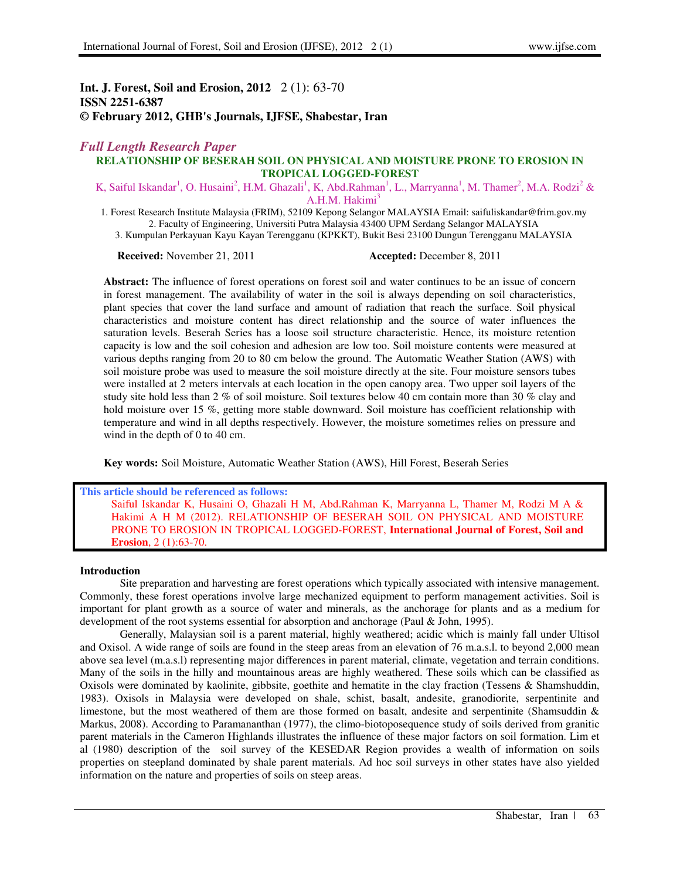**Int. J. Forest, Soil and Erosion, 2012** 2 (1): 63-70
**ISSN 2251-6387**
**© February 2012, GHB's Journals, IJFSE, Shabestar, Iran**

*Full Length Research Paper*

# RELATIONSHIP OF BESERAH SOIL ON PHYSICAL AND MOISTURE PRONE TO EROSION IN TROPICAL LOGGED-FOREST

K, Saiful Iskandar[1], O. Husaini[2], H.M. Ghazali[1], K, Abd.Rahman[1], L., Marryanna[1], M. Thamer[2], M.A. Rodzi[2] & A.H.M. Hakimi[3]

1. Forest Research Institute Malaysia (FRIM), 52109 Kepong Selangor MALAYSIA Email: saifuliskandar@frim.gov.my
2. Faculty of Engineering, Universiti Putra Malaysia 43400 UPM Serdang Selangor MALAYSIA
3. Kumpulan Perkayuan Kayu Kayan Terengganu (KPKKT), Bukit Besi 23100 Dungun Terengganu MALAYSIA

**Received:** November 21, 2011 **Accepted:** December 8, 2011

**Abstract:** The influence of forest operations on forest soil and water continues to be an issue of concern in forest management. The availability of water in the soil is always depending on soil characteristics, plant species that cover the land surface and amount of radiation that reach the surface. Soil physical characteristics and moisture content has direct relationship and the source of water influences the saturation levels. Beserah Series has a loose soil structure characteristic. Hence, its moisture retention capacity is low and the soil cohesion and adhesion are low too. Soil moisture contents were measured at various depths ranging from 20 to 80 cm below the ground. The Automatic Weather Station (AWS) with soil moisture probe was used to measure the soil moisture directly at the site. Four moisture sensors tubes were installed at 2 meters intervals at each location in the open canopy area. Two upper soil layers of the study site hold less than 2 % of soil moisture. Soil textures below 40 cm contain more than 30 % clay and hold moisture over 15 %, getting more stable downward. Soil moisture has coefficient relationship with temperature and wind in all depths respectively. However, the moisture sometimes relies on pressure and wind in the depth of 0 to 40 cm.

**Key words:** Soil Moisture, Automatic Weather Station (AWS), Hill Forest, Beserah Series

**This article should be referenced as follows:**
Saiful Iskandar K, Husaini O, Ghazali H M, Abd.Rahman K, Marryanna L, Thamer M, Rodzi M A & Hakimi A H M (2012). RELATIONSHIP OF BESERAH SOIL ON PHYSICAL AND MOISTURE PRONE TO EROSION IN TROPICAL LOGGED-FOREST, **International Journal of Forest, Soil and Erosion**, 2 (1):63-70.

## Introduction

Site preparation and harvesting are forest operations which typically associated with intensive management. Commonly, these forest operations involve large mechanized equipment to perform management activities. Soil is important for plant growth as a source of water and minerals, as the anchorage for plants and as a medium for development of the root systems essential for absorption and anchorage (Paul & John, 1995).

Generally, Malaysian soil is a parent material, highly weathered; acidic which is mainly fall under Ultisol and Oxisol. A wide range of soils are found in the steep areas from an elevation of 76 m.a.s.l. to beyond 2,000 mean above sea level (m.a.s.l) representing major differences in parent material, climate, vegetation and terrain conditions. Many of the soils in the hilly and mountainous areas are highly weathered. These soils which can be classified as Oxisols were dominated by kaolinite, gibbsite, goethite and hematite in the clay fraction (Tessens & Shamshuddin, 1983). Oxisols in Malaysia were developed on shale, schist, basalt, andesite, granodiorite, serpentinite and limestone, but the most weathered of them are those formed on basalt, andesite and serpentinite (Shamsuddin & Markus, 2008). According to Paramananthan (1977), the climo-biotoposequence study of soils derived from granitic parent materials in the Cameron Highlands illustrates the influence of these major factors on soil formation. Lim et al (1980) description of the soil survey of the KESEDAR Region provides a wealth of information on soils properties on steepland dominated by shale parent materials. Ad hoc soil surveys in other states have also yielded information on the nature and properties of soils on steep areas.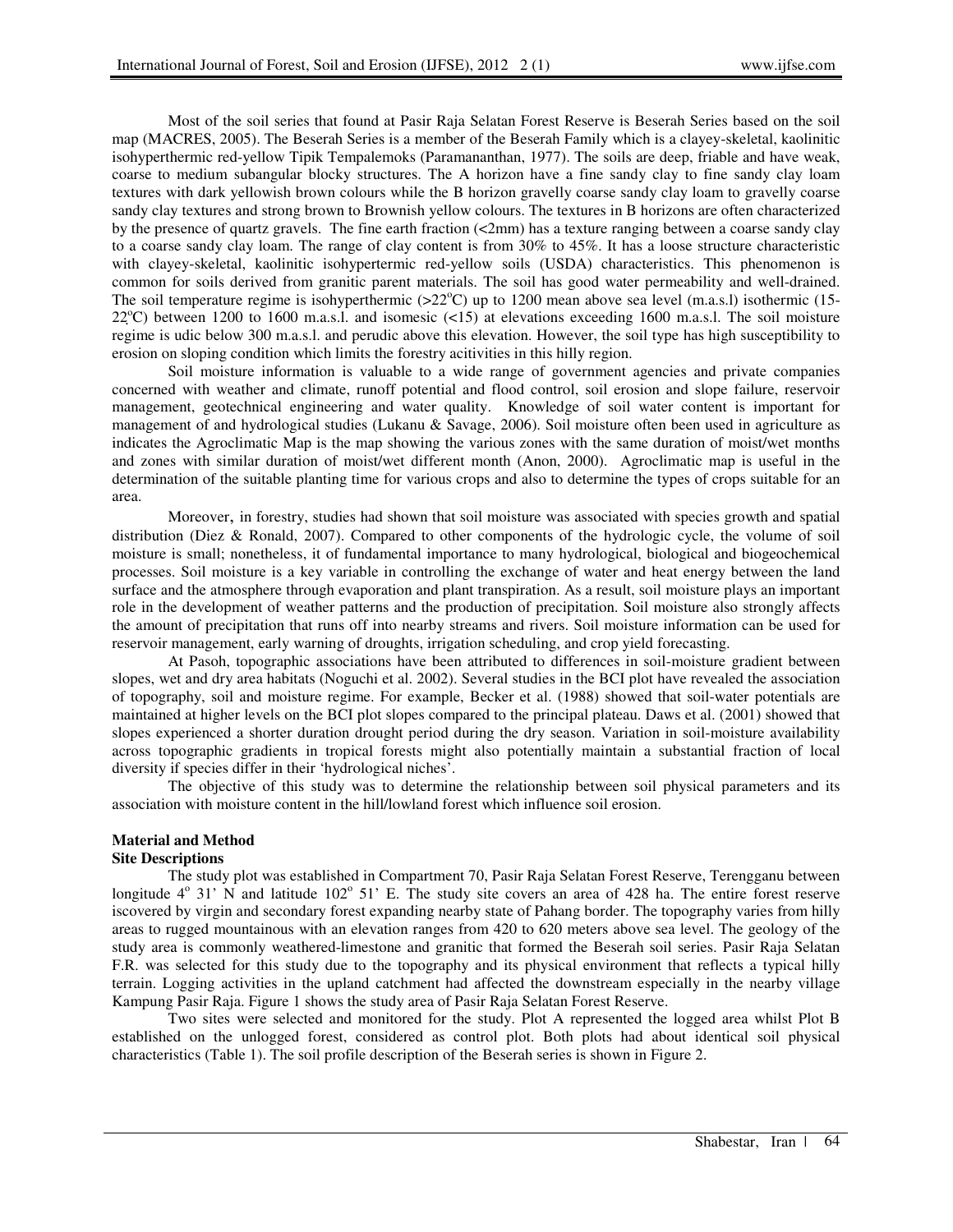Most of the soil series that found at Pasir Raja Selatan Forest Reserve is Beserah Series based on the soil map (MACRES, 2005). The Beserah Series is a member of the Beserah Family which is a clayey-skeletal, kaolinitic isohyperthermic red-yellow Tipik Tempalemoks (Paramananthan, 1977). The soils are deep, friable and have weak, coarse to medium subangular blocky structures. The A horizon have a fine sandy clay to fine sandy clay loam textures with dark yellowish brown colours while the B horizon gravelly coarse sandy clay loam to gravelly coarse sandy clay textures and strong brown to Brownish yellow colours. The textures in B horizons are often characterized by the presence of quartz gravels. The fine earth fraction (<2mm) has a texture ranging between a coarse sandy clay to a coarse sandy clay loam. The range of clay content is from 30% to 45%. It has a loose structure characteristic with clayey-skeletal, kaolinitic isohypertermic red-yellow soils (USDA) characteristics. This phenomenon is common for soils derived from granitic parent materials. The soil has good water permeability and well-drained. The soil temperature regime is isohyperthermic (>22$^{o}$C) up to 1200 mean above sea level (m.a.s.l) isothermic (15-22$^{o}$C) between 1200 to 1600 m.a.s.l. and isomesic (<15) at elevations exceeding 1600 m.a.s.l. The soil moisture regime is udic below 300 m.a.s.l. and perudic above this elevation. However, the soil type has high susceptibility to erosion on sloping condition which limits the forestry acitivities in this hilly region.

Soil moisture information is valuable to a wide range of government agencies and private companies concerned with weather and climate, runoff potential and flood control, soil erosion and slope failure, reservoir management, geotechnical engineering and water quality. Knowledge of soil water content is important for management of and hydrological studies (Lukanu & Savage, 2006). Soil moisture often been used in agriculture as indicates the Agroclimatic Map is the map showing the various zones with the same duration of moist/wet months and zones with similar duration of moist/wet different month (Anon, 2000). Agroclimatic map is useful in the determination of the suitable planting time for various crops and also to determine the types of crops suitable for an area.

Moreover**,** in forestry, studies had shown that soil moisture was associated with species growth and spatial distribution (Diez & Ronald, 2007). Compared to other components of the hydrologic cycle, the volume of soil moisture is small; nonetheless, it of fundamental importance to many hydrological, biological and biogeochemical processes. Soil moisture is a key variable in controlling the exchange of water and heat energy between the land surface and the atmosphere through evaporation and plant transpiration. As a result, soil moisture plays an important role in the development of weather patterns and the production of precipitation. Soil moisture also strongly affects the amount of precipitation that runs off into nearby streams and rivers. Soil moisture information can be used for reservoir management, early warning of droughts, irrigation scheduling, and crop yield forecasting.

At Pasoh, topographic associations have been attributed to differences in soil-moisture gradient between slopes, wet and dry area habitats (Noguchi et al. 2002). Several studies in the BCI plot have revealed the association of topography, soil and moisture regime. For example, Becker et al. (1988) showed that soil-water potentials are maintained at higher levels on the BCI plot slopes compared to the principal plateau. Daws et al. (2001) showed that slopes experienced a shorter duration drought period during the dry season. Variation in soil-moisture availability across topographic gradients in tropical forests might also potentially maintain a substantial fraction of local diversity if species differ in their 'hydrological niches'.

The objective of this study was to determine the relationship between soil physical parameters and its association with moisture content in the hill/lowland forest which influence soil erosion.

## Material and Method

### Site Descriptions

The study plot was established in Compartment 70, Pasir Raja Selatan Forest Reserve, Terengganu between longitude 4$^{o}$ 31' N and latitude 102$^{o}$ 51' E. The study site covers an area of 428 ha. The entire forest reserve iscovered by virgin and secondary forest expanding nearby state of Pahang border. The topography varies from hilly areas to rugged mountainous with an elevation ranges from 420 to 620 meters above sea level. The geology of the study area is commonly weathered-limestone and granitic that formed the Beserah soil series. Pasir Raja Selatan F.R. was selected for this study due to the topography and its physical environment that reflects a typical hilly terrain. Logging activities in the upland catchment had affected the downstream especially in the nearby village Kampung Pasir Raja. Figure 1 shows the study area of Pasir Raja Selatan Forest Reserve.

Two sites were selected and monitored for the study. Plot A represented the logged area whilst Plot B established on the unlogged forest, considered as control plot. Both plots had about identical soil physical characteristics (Table 1). The soil profile description of the Beserah series is shown in Figure 2.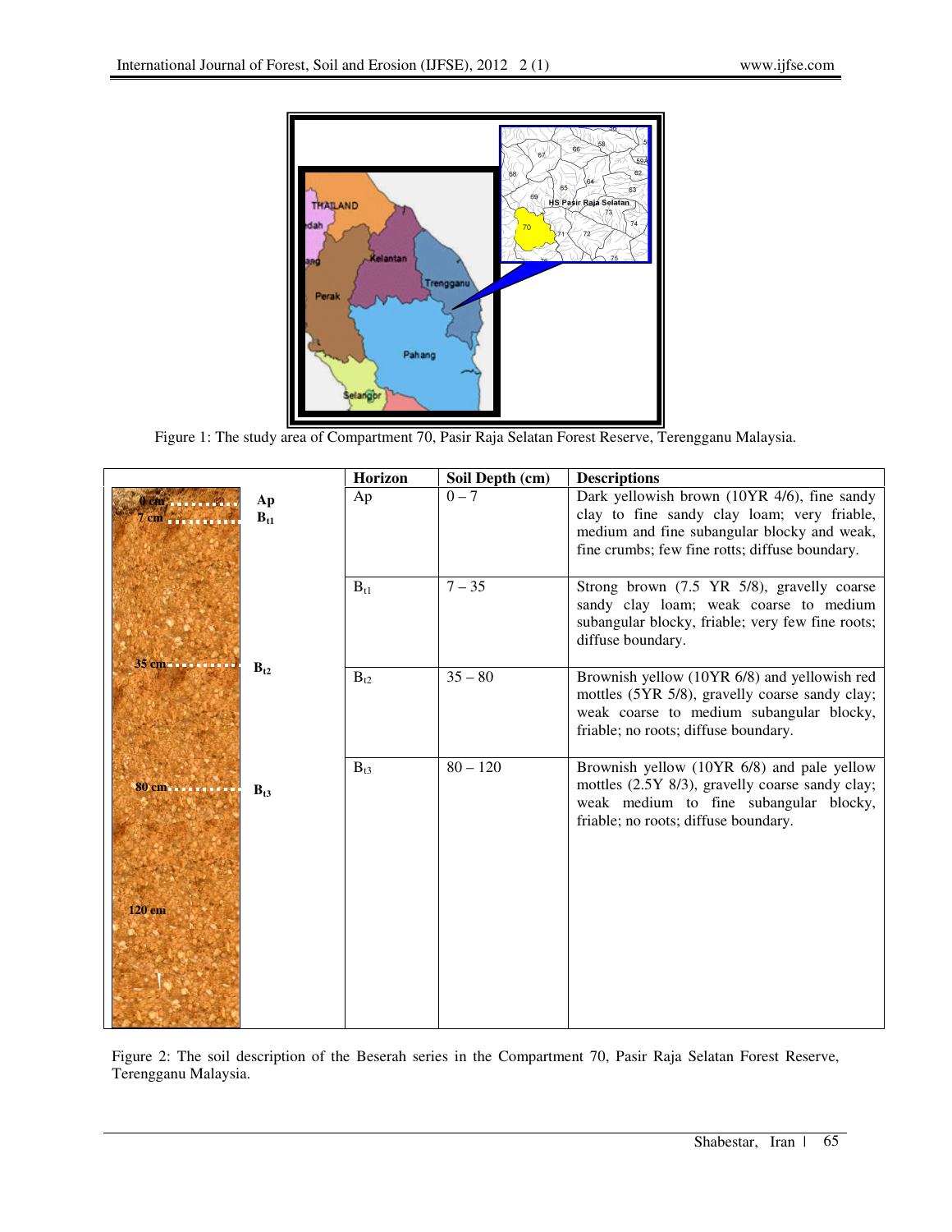Figure 1: The study area of Compartment 70, Pasir Raja Selatan Forest Reserve, Terengganu Malaysia.

| Horizon | Soil Depth (cm) | Descriptions |
|---|---|---|
| Ap | 0 – 7 | Dark yellowish brown (10YR 4/6), fine sandy clay to fine sandy clay loam; very friable, medium and fine subangular blocky and weak, fine crumbs; few fine rotts; diffuse boundary. |
| $B_{t1}$ | 7 – 35 | Strong brown (7.5 YR 5/8), gravelly coarse sandy clay loam; weak coarse to medium subangular blocky, friable; very few fine roots; diffuse boundary. |
| $B_{t2}$ | 35 – 80 | Brownish yellow (10YR 6/8) and yellowish red mottles (5YR 5/8), gravelly coarse sandy clay; weak coarse to medium subangular blocky, friable; no roots; diffuse boundary. |
| $B_{t3}$ | 80 – 120 | Brownish yellow (10YR 6/8) and pale yellow mottles (2.5Y 8/3), gravelly coarse sandy clay; weak medium to fine subangular blocky, friable; no roots; diffuse boundary. |

Figure 2: The soil description of the Beserah series in the Compartment 70, Pasir Raja Selatan Forest Reserve, Terengganu Malaysia.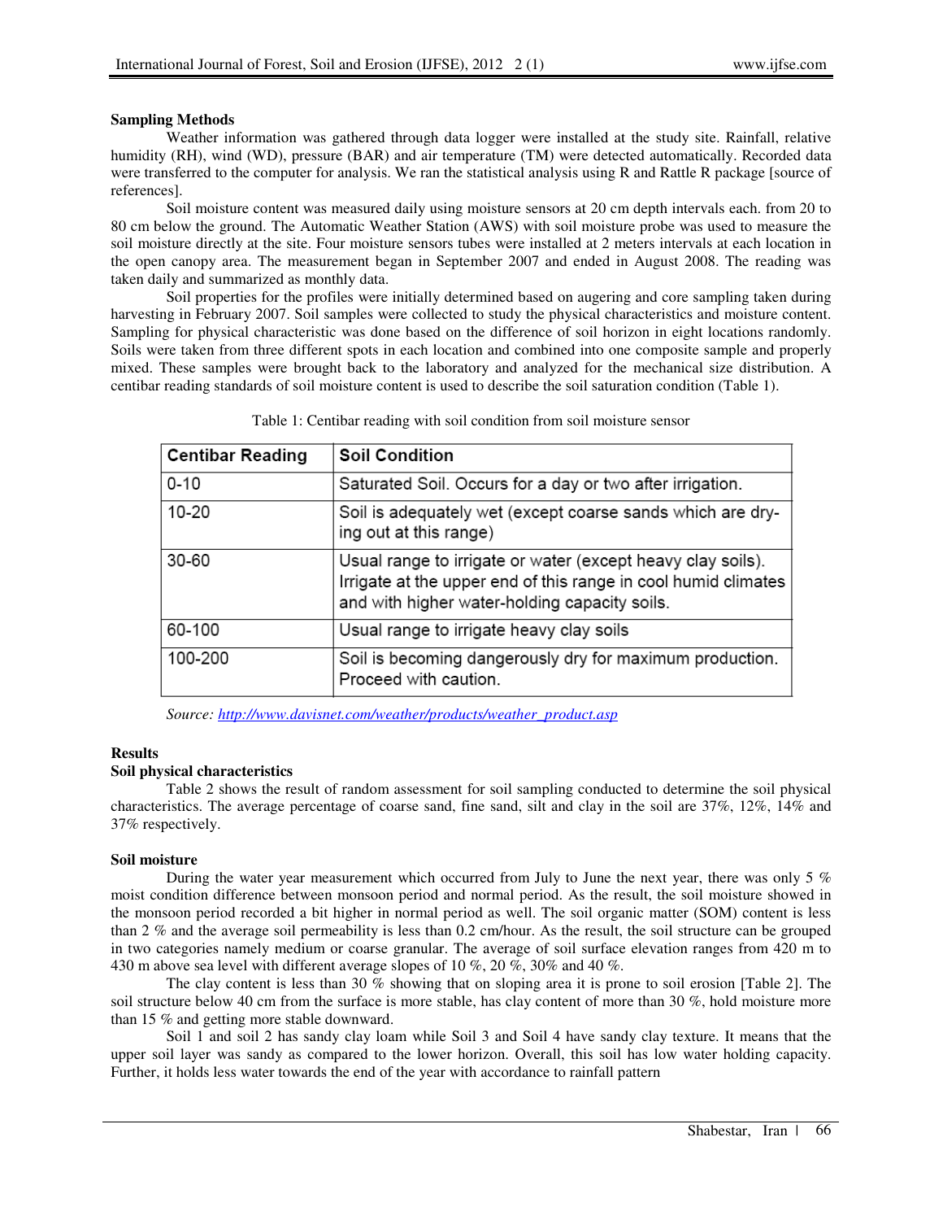**Sampling Methods**

Weather information was gathered through data logger were installed at the study site. Rainfall, relative humidity (RH), wind (WD), pressure (BAR) and air temperature (TM) were detected automatically. Recorded data were transferred to the computer for analysis. We ran the statistical analysis using R and Rattle R package [source of references].

Soil moisture content was measured daily using moisture sensors at 20 cm depth intervals each. from 20 to 80 cm below the ground. The Automatic Weather Station (AWS) with soil moisture probe was used to measure the soil moisture directly at the site. Four moisture sensors tubes were installed at 2 meters intervals at each location in the open canopy area. The measurement began in September 2007 and ended in August 2008. The reading was taken daily and summarized as monthly data.

Soil properties for the profiles were initially determined based on augering and core sampling taken during harvesting in February 2007. Soil samples were collected to study the physical characteristics and moisture content. Sampling for physical characteristic was done based on the difference of soil horizon in eight locations randomly. Soils were taken from three different spots in each location and combined into one composite sample and properly mixed. These samples were brought back to the laboratory and analyzed for the mechanical size distribution. A centibar reading standards of soil moisture content is used to describe the soil saturation condition (Table 1).

Table 1: Centibar reading with soil condition from soil moisture sensor

| Centibar Reading | Soil Condition |
|---|---|
| 0-10 | Saturated Soil. Occurs for a day or two after irrigation. |
| 10-20 | Soil is adequately wet (except coarse sands which are drying out at this range) |
| 30-60 | Usual range to irrigate or water (except heavy clay soils). Irrigate at the upper end of this range in cool humid climates and with higher water-holding capacity soils. |
| 60-100 | Usual range to irrigate heavy clay soils |
| 100-200 | Soil is becoming dangerously dry for maximum production. Proceed with caution. |

*Source: http://www.davisnet.com/weather/products/weather_product.asp*

**Results**

**Soil physical characteristics**

Table 2 shows the result of random assessment for soil sampling conducted to determine the soil physical characteristics. The average percentage of coarse sand, fine sand, silt and clay in the soil are 37%, 12%, 14% and 37% respectively.

**Soil moisture**

During the water year measurement which occurred from July to June the next year, there was only 5 % moist condition difference between monsoon period and normal period. As the result, the soil moisture showed in the monsoon period recorded a bit higher in normal period as well. The soil organic matter (SOM) content is less than 2 % and the average soil permeability is less than 0.2 cm/hour. As the result, the soil structure can be grouped in two categories namely medium or coarse granular. The average of soil surface elevation ranges from 420 m to 430 m above sea level with different average slopes of 10 %, 20 %, 30% and 40 %.

The clay content is less than 30 % showing that on sloping area it is prone to soil erosion [Table 2]. The soil structure below 40 cm from the surface is more stable, has clay content of more than 30 %, hold moisture more than 15 % and getting more stable downward.

Soil 1 and soil 2 has sandy clay loam while Soil 3 and Soil 4 have sandy clay texture. It means that the upper soil layer was sandy as compared to the lower horizon. Overall, this soil has low water holding capacity. Further, it holds less water towards the end of the year with accordance to rainfall pattern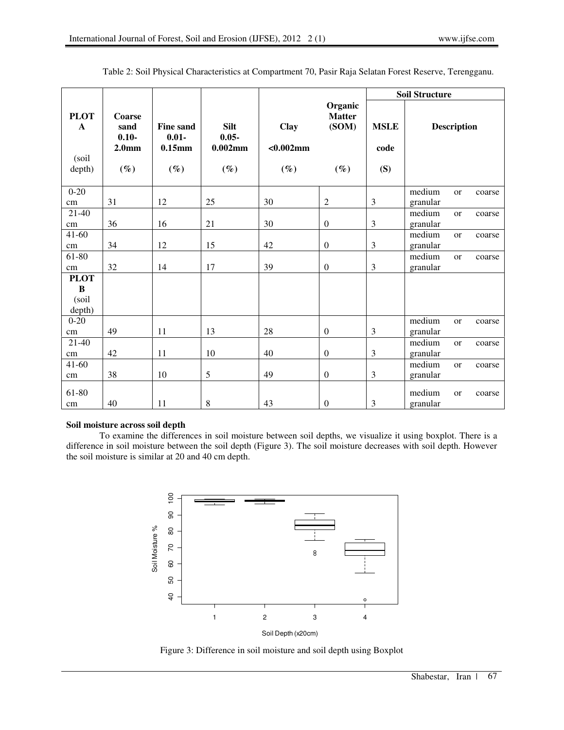Table 2: Soil Physical Characteristics at Compartment 70, Pasir Raja Selatan Forest Reserve, Terengganu.

| PLOT A (soil depth) | Coarse sand 0.10-2.0mm (%) | Fine sand 0.01-0.15mm (%) | Silt 0.05-0.002mm (%) | Clay <0.002mm (%) | Organic Matter (SOM) (%) | Soil Structure MSLE code (S) | Soil Structure Description |
|---|---|---|---|---|---|---|---|
| 0-20 cm | 31 | 12 | 25 | 30 | 2 | 3 | medium or coarse granular |
| 21-40 cm | 36 | 16 | 21 | 30 | 0 | 3 | medium or coarse granular |
| 41-60 cm | 34 | 12 | 15 | 42 | 0 | 3 | medium or coarse granular |
| 61-80 cm | 32 | 14 | 17 | 39 | 0 | 3 | medium or coarse granular |
| **PLOT B** (soil depth) | | | | | | | |
| 0-20 cm | 49 | 11 | 13 | 28 | 0 | 3 | medium or coarse granular |
| 21-40 cm | 42 | 11 | 10 | 40 | 0 | 3 | medium or coarse granular |
| 41-60 cm | 38 | 10 | 5 | 49 | 0 | 3 | medium or coarse granular |
| 61-80 cm | 40 | 11 | 8 | 43 | 0 | 3 | medium or coarse granular |

**Soil moisture across soil depth**

To examine the differences in soil moisture between soil depths, we visualize it using boxplot. There is a difference in soil moisture between the soil depth (Figure 3). The soil moisture decreases with soil depth. However the soil moisture is similar at 20 and 40 cm depth.

Figure 3: Difference in soil moisture and soil depth using Boxplot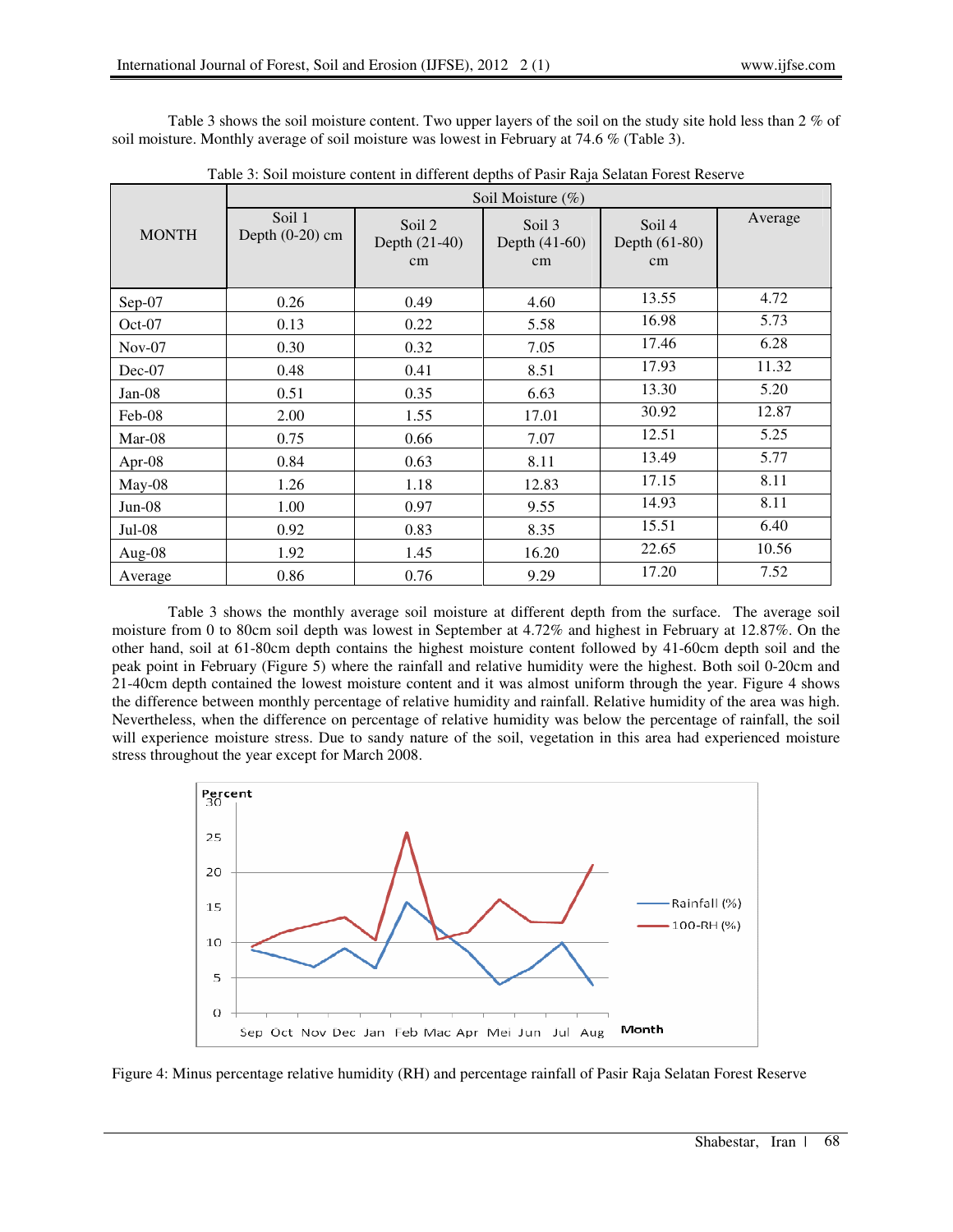Table 3 shows the soil moisture content. Two upper layers of the soil on the study site hold less than 2 % of soil moisture. Monthly average of soil moisture was lowest in February at 74.6 % (Table 3).

Table 3: Soil moisture content in different depths of Pasir Raja Selatan Forest Reserve

| MONTH | Soil Moisture (%) | | | | |
|---|---|---|---|---|---|
| | Soil 1 Depth (0-20) cm | Soil 2 Depth (21-40) cm | Soil 3 Depth (41-60) cm | Soil 4 Depth (61-80) cm | Average |
| Sep-07 | 0.26 | 0.49 | 4.60 | 13.55 | 4.72 |
| Oct-07 | 0.13 | 0.22 | 5.58 | 16.98 | 5.73 |
| Nov-07 | 0.30 | 0.32 | 7.05 | 17.46 | 6.28 |
| Dec-07 | 0.48 | 0.41 | 8.51 | 17.93 | 11.32 |
| Jan-08 | 0.51 | 0.35 | 6.63 | 13.30 | 5.20 |
| Feb-08 | 2.00 | 1.55 | 17.01 | 30.92 | 12.87 |
| Mar-08 | 0.75 | 0.66 | 7.07 | 12.51 | 5.25 |
| Apr-08 | 0.84 | 0.63 | 8.11 | 13.49 | 5.77 |
| May-08 | 1.26 | 1.18 | 12.83 | 17.15 | 8.11 |
| Jun-08 | 1.00 | 0.97 | 9.55 | 14.93 | 8.11 |
| Jul-08 | 0.92 | 0.83 | 8.35 | 15.51 | 6.40 |
| Aug-08 | 1.92 | 1.45 | 16.20 | 22.65 | 10.56 |
| Average | 0.86 | 0.76 | 9.29 | 17.20 | 7.52 |

Table 3 shows the monthly average soil moisture at different depth from the surface. The average soil moisture from 0 to 80cm soil depth was lowest in September at 4.72% and highest in February at 12.87%. On the other hand, soil at 61-80cm depth contains the highest moisture content followed by 41-60cm depth soil and the peak point in February (Figure 5) where the rainfall and relative humidity were the highest. Both soil 0-20cm and 21-40cm depth contained the lowest moisture content and it was almost uniform through the year. Figure 4 shows the difference between monthly percentage of relative humidity and rainfall. Relative humidity of the area was high. Nevertheless, when the difference on percentage of relative humidity was below the percentage of rainfall, the soil will experience moisture stress. Due to sandy nature of the soil, vegetation in this area had experienced moisture stress throughout the year except for March 2008.

Figure 4: Minus percentage relative humidity (RH) and percentage rainfall of Pasir Raja Selatan Forest Reserve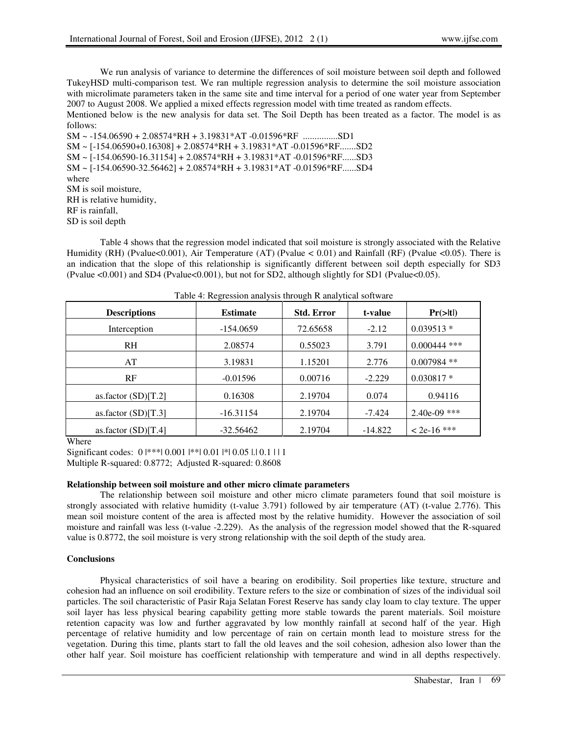We run analysis of variance to determine the differences of soil moisture between soil depth and followed TukeyHSD multi-comparison test. We ran multiple regression analysis to determine the soil moisture association with microlimate parameters taken in the same site and time interval for a period of one water year from September 2007 to August 2008. We applied a mixed effects regression model with time treated as random effects.

Mentioned below is the new analysis for data set. The Soil Depth has been treated as a factor. The model is as follows:

SM ~ -154.06590 + 2.08574*RH + 3.19831*AT -0.01596*RF ...............SD1

SM ~ [-154.06590+0.16308] + 2.08574*RH + 3.19831*AT -0.01596*RF.......SD2

SM ~ [-154.06590-16.31154] + 2.08574*RH + 3.19831*AT -0.01596*RF......SD3

SM ~ [-154.06590-32.56462] + 2.08574*RH + 3.19831*AT -0.01596*RF......SD4

where

SM is soil moisture,

RH is relative humidity,

RF is rainfall,

SD is soil depth

Table 4 shows that the regression model indicated that soil moisture is strongly associated with the Relative Humidity (RH) (Pvalue<0.001), Air Temperature (AT) (Pvalue < 0.01) and Rainfall (RF) (Pvalue <0.05). There is an indication that the slope of this relationship is significantly different between soil depth especially for SD3 (Pvalue <0.001) and SD4 (Pvalue<0.001), but not for SD2, although slightly for SD1 (Pvalue<0.05).

Table 4: Regression analysis through R analytical software

| Descriptions | Estimate | Std. Error | t-value | Pr(>\|t\|) |
|---|---|---|---|---|
| Interception | -154.0659 | 72.65658 | -2.12 | 0.039513 * |
| RH | 2.08574 | 0.55023 | 3.791 | 0.000444 *** |
| AT | 3.19831 | 1.15201 | 2.776 | 0.007984 ** |
| RF | -0.01596 | 0.00716 | -2.229 | 0.030817 * |
| as.factor (SD)[T.2] | 0.16308 | 2.19704 | 0.074 | 0.94116 |
| as.factor (SD)[T.3] | -16.31154 | 2.19704 | -7.424 | 2.40e-09 *** |
| as.factor (SD)[T.4] | -32.56462 | 2.19704 | -14.822 | < 2e-16 *** |

Where

Significant codes: 0 |***| 0.001 |**| 0.01 |*| 0.05 |.| 0.1 | | 1

Multiple R-squared: 0.8772; Adjusted R-squared: 0.8608

**Relationship between soil moisture and other micro climate parameters**

The relationship between soil moisture and other micro climate parameters found that soil moisture is strongly associated with relative humidity (t-value 3.791) followed by air temperature (AT) (t-value 2.776). This mean soil moisture content of the area is affected most by the relative humidity. However the association of soil moisture and rainfall was less (t-value -2.229). As the analysis of the regression model showed that the R-squared value is 0.8772, the soil moisture is very strong relationship with the soil depth of the study area.

**Conclusions**

Physical characteristics of soil have a bearing on erodibility. Soil properties like texture, structure and cohesion had an influence on soil erodibility. Texture refers to the size or combination of sizes of the individual soil particles. The soil characteristic of Pasir Raja Selatan Forest Reserve has sandy clay loam to clay texture. The upper soil layer has less physical bearing capability getting more stable towards the parent materials. Soil moisture retention capacity was low and further aggravated by low monthly rainfall at second half of the year. High percentage of relative humidity and low percentage of rain on certain month lead to moisture stress for the vegetation. During this time, plants start to fall the old leaves and the soil cohesion, adhesion also lower than the other half year. Soil moisture has coefficient relationship with temperature and wind in all depths respectively.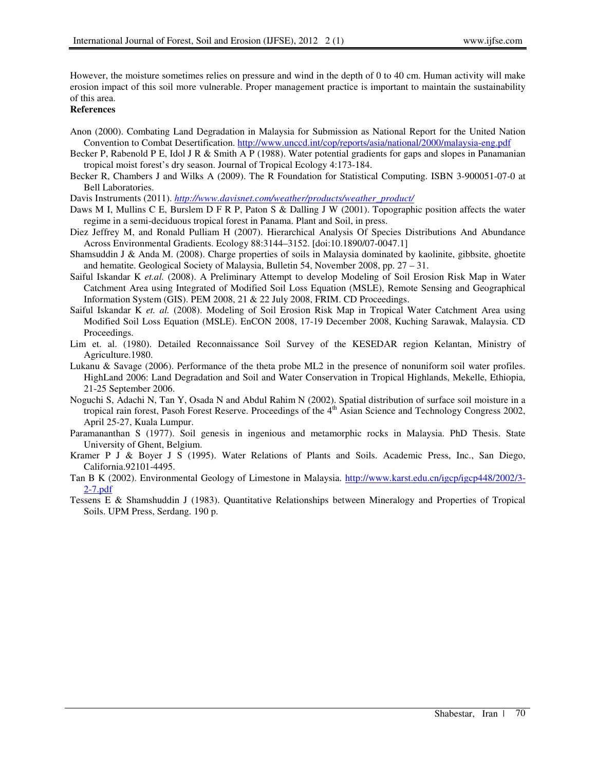However, the moisture sometimes relies on pressure and wind in the depth of 0 to 40 cm. Human activity will make erosion impact of this soil more vulnerable. Proper management practice is important to maintain the sustainability of this area.

**References**

Anon (2000). Combating Land Degradation in Malaysia for Submission as National Report for the United Nation Convention to Combat Desertification. http://www.unccd.int/cop/reports/asia/national/2000/malaysia-eng.pdf

Becker P, Rabenold P E, Idol J R & Smith A P (1988). Water potential gradients for gaps and slopes in Panamanian tropical moist forest's dry season. Journal of Tropical Ecology 4:173-184.

Becker R, Chambers J and Wilks A (2009). The R Foundation for Statistical Computing. ISBN 3-900051-07-0 at Bell Laboratories.

Davis Instruments (2011). *http://www.davisnet.com/weather/products/weather_product/*

Daws M I, Mullins C E, Burslem D F R P, Paton S & Dalling J W (2001). Topographic position affects the water regime in a semi-deciduous tropical forest in Panama. Plant and Soil, in press.

Diez Jeffrey M, and Ronald Pulliam H (2007). Hierarchical Analysis Of Species Distributions And Abundance Across Environmental Gradients. Ecology 88:3144–3152. [doi:10.1890/07-0047.1]

Shamsuddin J & Anda M. (2008). Charge properties of soils in Malaysia dominated by kaolinite, gibbsite, ghoetite and hematite. Geological Society of Malaysia, Bulletin 54, November 2008, pp. 27 – 31.

Saiful Iskandar K *et.al.* (2008). A Preliminary Attempt to develop Modeling of Soil Erosion Risk Map in Water Catchment Area using Integrated of Modified Soil Loss Equation (MSLE), Remote Sensing and Geographical Information System (GIS). PEM 2008, 21 & 22 July 2008, FRIM. CD Proceedings.

Saiful Iskandar K *et. al.* (2008). Modeling of Soil Erosion Risk Map in Tropical Water Catchment Area using Modified Soil Loss Equation (MSLE). EnCON 2008, 17-19 December 2008, Kuching Sarawak, Malaysia. CD Proceedings.

Lim et. al. (1980). Detailed Reconnaissance Soil Survey of the KESEDAR region Kelantan, Ministry of Agriculture.1980.

Lukanu & Savage (2006). Performance of the theta probe ML2 in the presence of nonuniform soil water profiles. HighLand 2006: Land Degradation and Soil and Water Conservation in Tropical Highlands, Mekelle, Ethiopia, 21-25 September 2006.

Noguchi S, Adachi N, Tan Y, Osada N and Abdul Rahim N (2002). Spatial distribution of surface soil moisture in a tropical rain forest, Pasoh Forest Reserve. Proceedings of the 4th Asian Science and Technology Congress 2002, April 25-27, Kuala Lumpur.

Paramananthan S (1977). Soil genesis in ingenious and metamorphic rocks in Malaysia. PhD Thesis. State University of Ghent, Belgium.

Kramer P J & Boyer J S (1995). Water Relations of Plants and Soils. Academic Press, Inc., San Diego, California.92101-4495.

Tan B K (2002). Environmental Geology of Limestone in Malaysia. http://www.karst.edu.cn/igcp/igcp448/2002/3-2-7.pdf

Tessens E & Shamshuddin J (1983). Quantitative Relationships between Mineralogy and Properties of Tropical Soils. UPM Press, Serdang. 190 p.